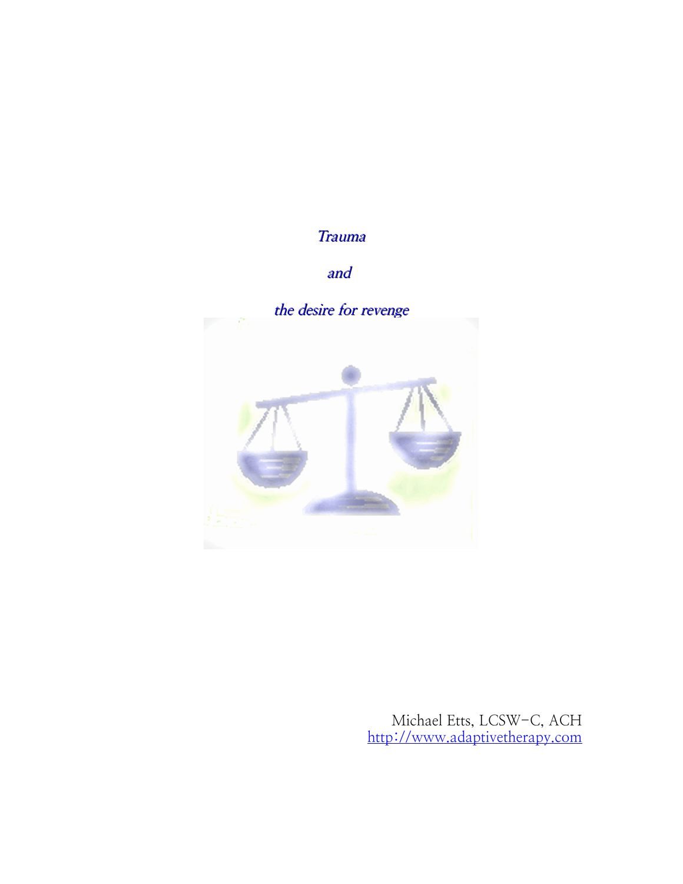# *Trauma*

# *and*

# *the desire for revenge*

Michael Etts, LCSW-C, ACH
http://www.adaptivetherapy.com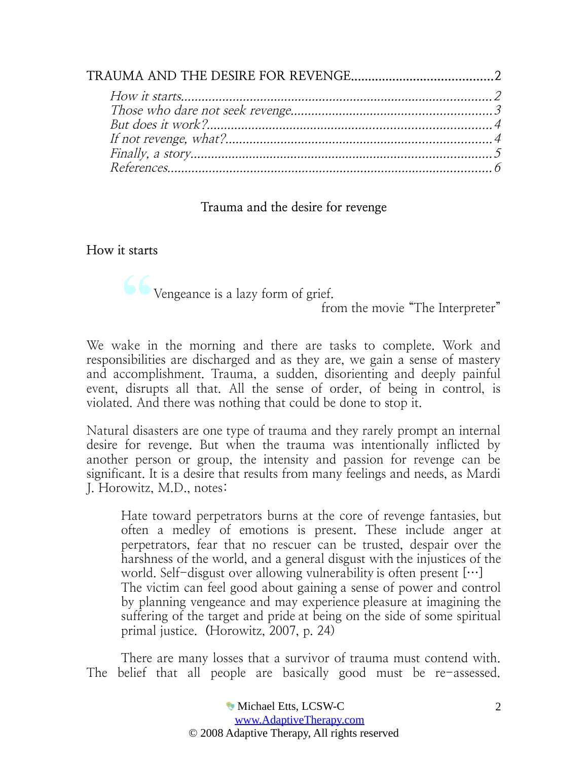TRAUMA AND THE DESIRE FOR REVENGE........................................2

- *How it starts..........................................................................................2*
- *Those who dare not seek revenge..........................................................3*
- *But does it work?...................................................................................4*
- *If not revenge, what?.............................................................................4*
- *Finally, a story.......................................................................................5*
- *References..............................................................................................6*

# Trauma and the desire for revenge

## How it starts

> Vengeance is a lazy form of grief.
>
> from the movie "The Interpreter"

We wake in the morning and there are tasks to complete. Work and responsibilities are discharged and as they are, we gain a sense of mastery and accomplishment. Trauma, a sudden, disorienting and deeply painful event, disrupts all that. All the sense of order, of being in control, is violated. And there was nothing that could be done to stop it.

Natural disasters are one type of trauma and they rarely prompt an internal desire for revenge. But when the trauma was intentionally inflicted by another person or group, the intensity and passion for revenge can be significant. It is a desire that results from many feelings and needs, as Mardi J. Horowitz, M.D., notes:

> Hate toward perpetrators burns at the core of revenge fantasies, but often a medley of emotions is present. These include anger at perpetrators, fear that no rescuer can be trusted, despair over the harshness of the world, and a general disgust with the injustices of the world. Self-disgust over allowing vulnerability is often present [...] The victim can feel good about gaining a sense of power and control by planning vengeance and may experience pleasure at imagining the suffering of the target and pride at being on the side of some spiritual primal justice. (Horowitz, 2007, p. 24)

There are many losses that a survivor of trauma must contend with. The belief that all people are basically good must be re-assessed.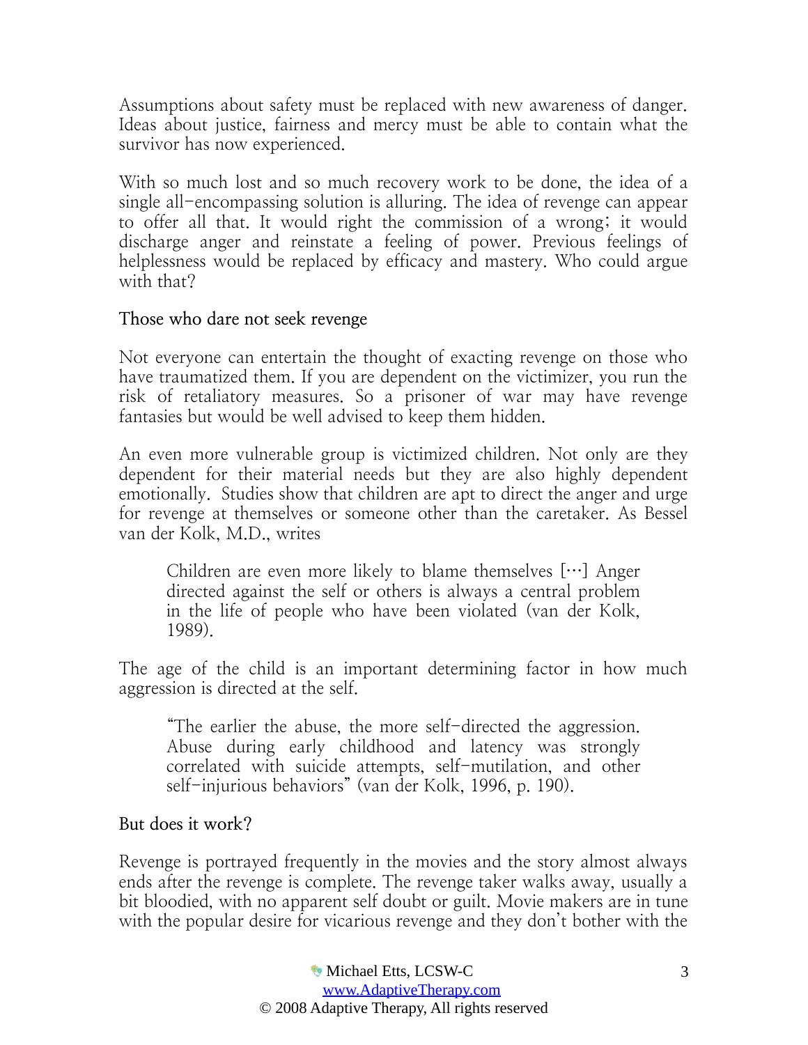Assumptions about safety must be replaced with new awareness of danger. Ideas about justice, fairness and mercy must be able to contain what the survivor has now experienced.

With so much lost and so much recovery work to be done, the idea of a single all-encompassing solution is alluring. The idea of revenge can appear to offer all that. It would right the commission of a wrong; it would discharge anger and reinstate a feeling of power. Previous feelings of helplessness would be replaced by efficacy and mastery. Who could argue with that?

### Those who dare not seek revenge

Not everyone can entertain the thought of exacting revenge on those who have traumatized them. If you are dependent on the victimizer, you run the risk of retaliatory measures. So a prisoner of war may have revenge fantasies but would be well advised to keep them hidden.

An even more vulnerable group is victimized children. Not only are they dependent for their material needs but they are also highly dependent emotionally. Studies show that children are apt to direct the anger and urge for revenge at themselves or someone other than the caretaker. As Bessel van der Kolk, M.D., writes

> Children are even more likely to blame themselves […] Anger directed against the self or others is always a central problem in the life of people who have been violated (van der Kolk, 1989).

The age of the child is an important determining factor in how much aggression is directed at the self.

> "The earlier the abuse, the more self-directed the aggression. Abuse during early childhood and latency was strongly correlated with suicide attempts, self-mutilation, and other self-injurious behaviors" (van der Kolk, 1996, p. 190).

### But does it work?

Revenge is portrayed frequently in the movies and the story almost always ends after the revenge is complete. The revenge taker walks away, usually a bit bloodied, with no apparent self doubt or guilt. Movie makers are in tune with the popular desire for vicarious revenge and they don't bother with the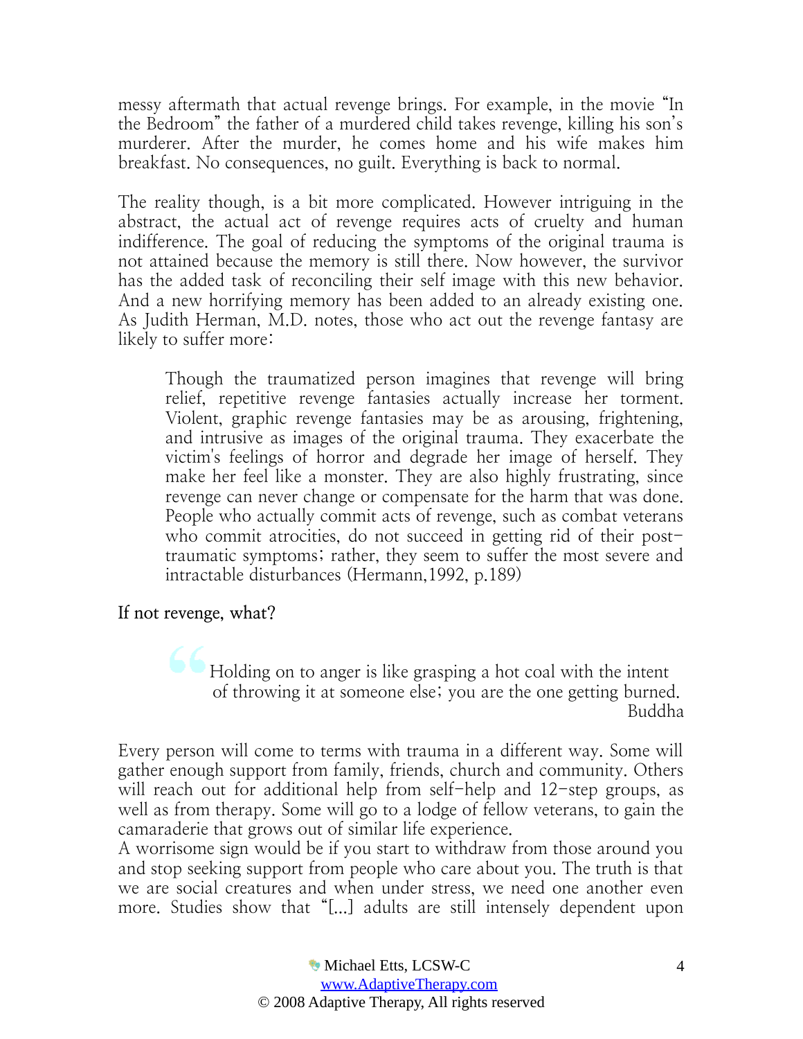messy aftermath that actual revenge brings. For example, in the movie "In the Bedroom" the father of a murdered child takes revenge, killing his son's murderer. After the murder, he comes home and his wife makes him breakfast. No consequences, no guilt. Everything is back to normal.

The reality though, is a bit more complicated. However intriguing in the abstract, the actual act of revenge requires acts of cruelty and human indifference. The goal of reducing the symptoms of the original trauma is not attained because the memory is still there. Now however, the survivor has the added task of reconciling their self image with this new behavior. And a new horrifying memory has been added to an already existing one. As Judith Herman, M.D. notes, those who act out the revenge fantasy are likely to suffer more:

> Though the traumatized person imagines that revenge will bring relief, repetitive revenge fantasies actually increase her torment. Violent, graphic revenge fantasies may be as arousing, frightening, and intrusive as images of the original trauma. They exacerbate the victim's feelings of horror and degrade her image of herself. They make her feel like a monster. They are also highly frustrating, since revenge can never change or compensate for the harm that was done. People who actually commit acts of revenge, such as combat veterans who commit atrocities, do not succeed in getting rid of their post-traumatic symptoms; rather, they seem to suffer the most severe and intractable disturbances (Hermann,1992, p.189)

## If not revenge, what?

> "Holding on to anger is like grasping a hot coal with the intent of throwing it at someone else; you are the one getting burned.
> Buddha

Every person will come to terms with trauma in a different way. Some will gather enough support from family, friends, church and community. Others will reach out for additional help from self-help and 12-step groups, as well as from therapy. Some will go to a lodge of fellow veterans, to gain the camaraderie that grows out of similar life experience.
A worrisome sign would be if you start to withdraw from those around you and stop seeking support from people who care about you. The truth is that we are social creatures and when under stress, we need one another even more. Studies show that "[...] adults are still intensely dependent upon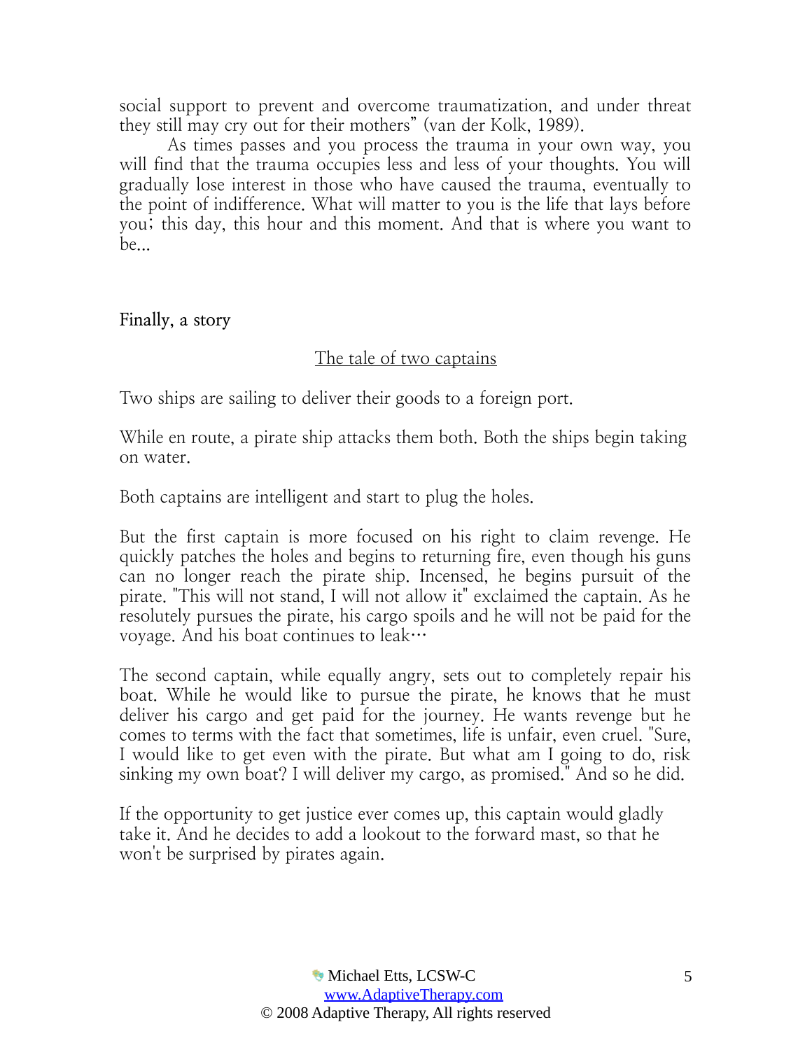social support to prevent and overcome traumatization, and under threat they still may cry out for their mothers" (van der Kolk, 1989).

As times passes and you process the trauma in your own way, you will find that the trauma occupies less and less of your thoughts. You will gradually lose interest in those who have caused the trauma, eventually to the point of indifference. What will matter to you is the life that lays before you; this day, this hour and this moment. And that is where you want to be...

## Finally, a story

### The tale of two captains

Two ships are sailing to deliver their goods to a foreign port.

While en route, a pirate ship attacks them both. Both the ships begin taking on water.

Both captains are intelligent and start to plug the holes.

But the first captain is more focused on his right to claim revenge. He quickly patches the holes and begins to returning fire, even though his guns can no longer reach the pirate ship. Incensed, he begins pursuit of the pirate. "This will not stand, I will not allow it" exclaimed the captain. As he resolutely pursues the pirate, his cargo spoils and he will not be paid for the voyage. And his boat continues to leak…

The second captain, while equally angry, sets out to completely repair his boat. While he would like to pursue the pirate, he knows that he must deliver his cargo and get paid for the journey. He wants revenge but he comes to terms with the fact that sometimes, life is unfair, even cruel. "Sure, I would like to get even with the pirate. But what am I going to do, risk sinking my own boat? I will deliver my cargo, as promised." And so he did.

If the opportunity to get justice ever comes up, this captain would gladly take it. And he decides to add a lookout to the forward mast, so that he won't be surprised by pirates again.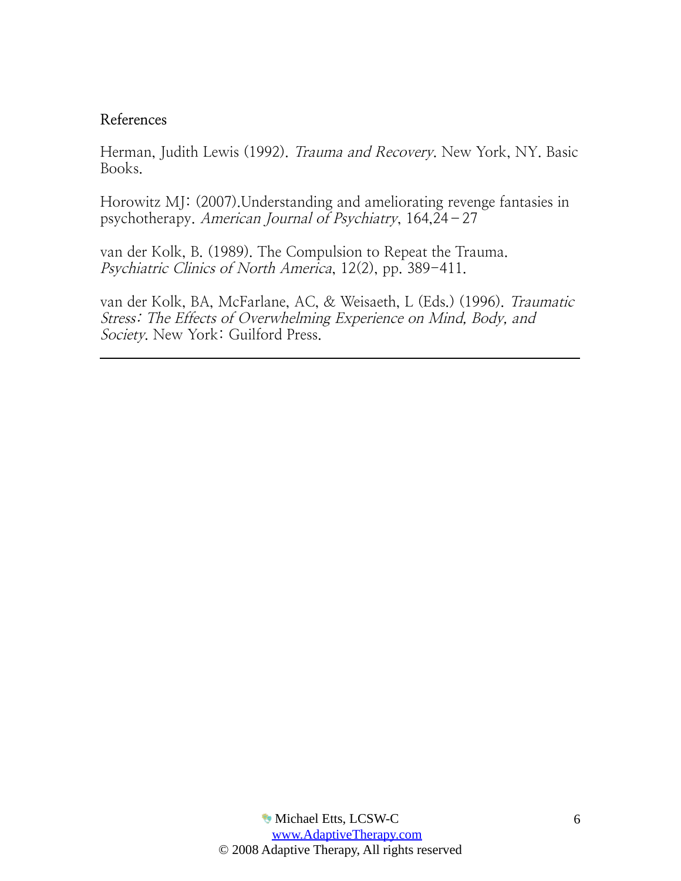## References

Herman, Judith Lewis (1992). *Trauma and Recovery*. New York, NY. Basic Books.

Horowitz MJ: (2007).Understanding and ameliorating revenge fantasies in psychotherapy. *American Journal of Psychiatry*, 164,24 – 27

van der Kolk, B. (1989). The Compulsion to Repeat the Trauma. *Psychiatric Clinics of North America*, 12(2), pp. 389-411.

van der Kolk, BA, McFarlane, AC, & Weisaeth, L (Eds.) (1996). *Traumatic Stress: The Effects of Overwhelming Experience on Mind, Body, and Society*. New York: Guilford Press.

---